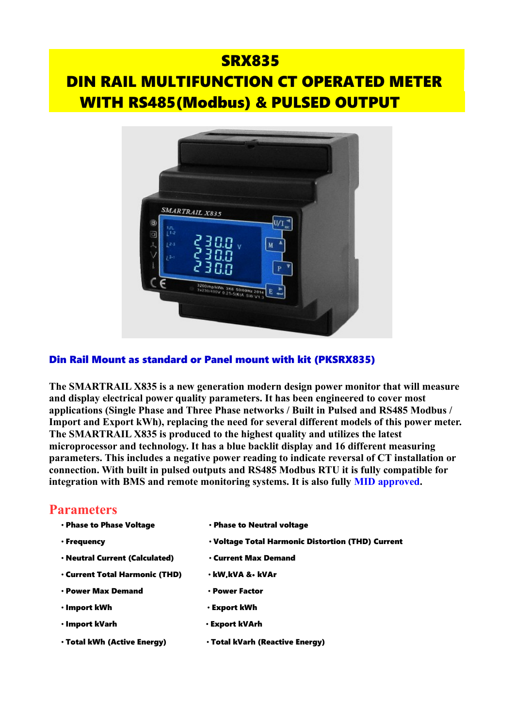# SRX835
# DIN RAIL MULTIFUNCTION CT OPERATED METER WITH RS485(Modbus) & PULSED OUTPUT

**Din Rail Mount as standard or Panel mount with kit (PKSRX835)**

**The SMARTRAIL X835 is a new generation modern design power monitor that will measure and display electrical power quality parameters. It has been engineered to cover most applications (Single Phase and Three Phase networks / Built in Pulsed and RS485 Modbus / Import and Export kWh), replacing the need for several different models of this power meter. The SMARTRAIL X835 is produced to the highest quality and utilizes the latest microprocessor and technology. It has a blue backlit display and 16 different measuring parameters. This includes a negative power reading to indicate reversal of CT installation or connection. With built in pulsed outputs and RS485 Modbus RTU it is fully compatible for integration with BMS and remote monitoring systems. It is also fully MID approved.**

## Parameters

- **Phase to Phase Voltage**
- **Phase to Neutral voltage**
- **Frequency**
- **Voltage Total Harmonic Distortion (THD) Current**
- **Neutral Current (Calculated)**
- **Current Max Demand**
- **Current Total Harmonic (THD)**
- **kW,kVA &• kVAr**
- **Power Max Demand**
- **Power Factor**
- **Import kWh**
- **Export kWh**
- **Import kVarh**
- **Export kVArh**
- **Total kWh (Active Energy)**
- **Total kVarh (Reactive Energy)**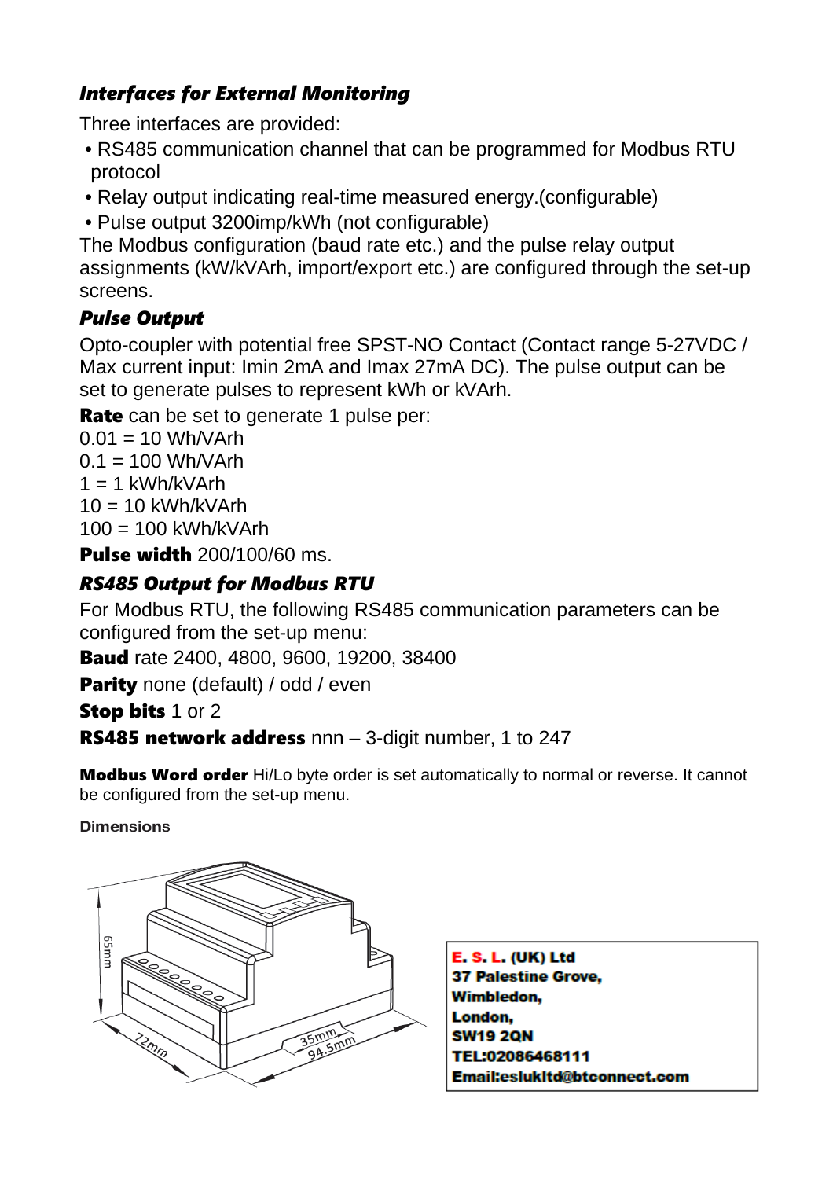### *Interfaces for External Monitoring*

Three interfaces are provided:

- RS485 communication channel that can be programmed for Modbus RTU protocol
- Relay output indicating real-time measured energy.(configurable)
- Pulse output 3200imp/kWh (not configurable)

The Modbus configuration (baud rate etc.) and the pulse relay output assignments (kW/kVArh, import/export etc.) are configured through the set-up screens.

### *Pulse Output*

Opto-coupler with potential free SPST-NO Contact (Contact range 5-27VDC / Max current input: Imin 2mA and Imax 27mA DC). The pulse output can be set to generate pulses to represent kWh or kVArh.

**Rate** can be set to generate 1 pulse per:

0.01 = 10 Wh/VArh
0.1 = 100 Wh/VArh
1 = 1 kWh/kVArh
10 = 10 kWh/kVArh
100 = 100 kWh/kVArh

**Pulse width** 200/100/60 ms.

### *RS485 Output for Modbus RTU*

For Modbus RTU, the following RS485 communication parameters can be configured from the set-up menu:

**Baud** rate 2400, 4800, 9600, 19200, 38400

**Parity** none (default) / odd / even

**Stop bits** 1 or 2

**RS485 network address** nnn – 3-digit number, 1 to 247

**Modbus Word order** Hi/Lo byte order is set automatically to normal or reverse. It cannot be configured from the set-up menu.

**Dimensions**

65mm
72mm
35mm
94.5mm

**E. S. L. (UK) Ltd**
**37 Palestine Grove,**
**Wimbledon,**
**London,**
**SW19 2QN**
**TEL:02086468111**
**Email:eslukltd@btconnect.com**